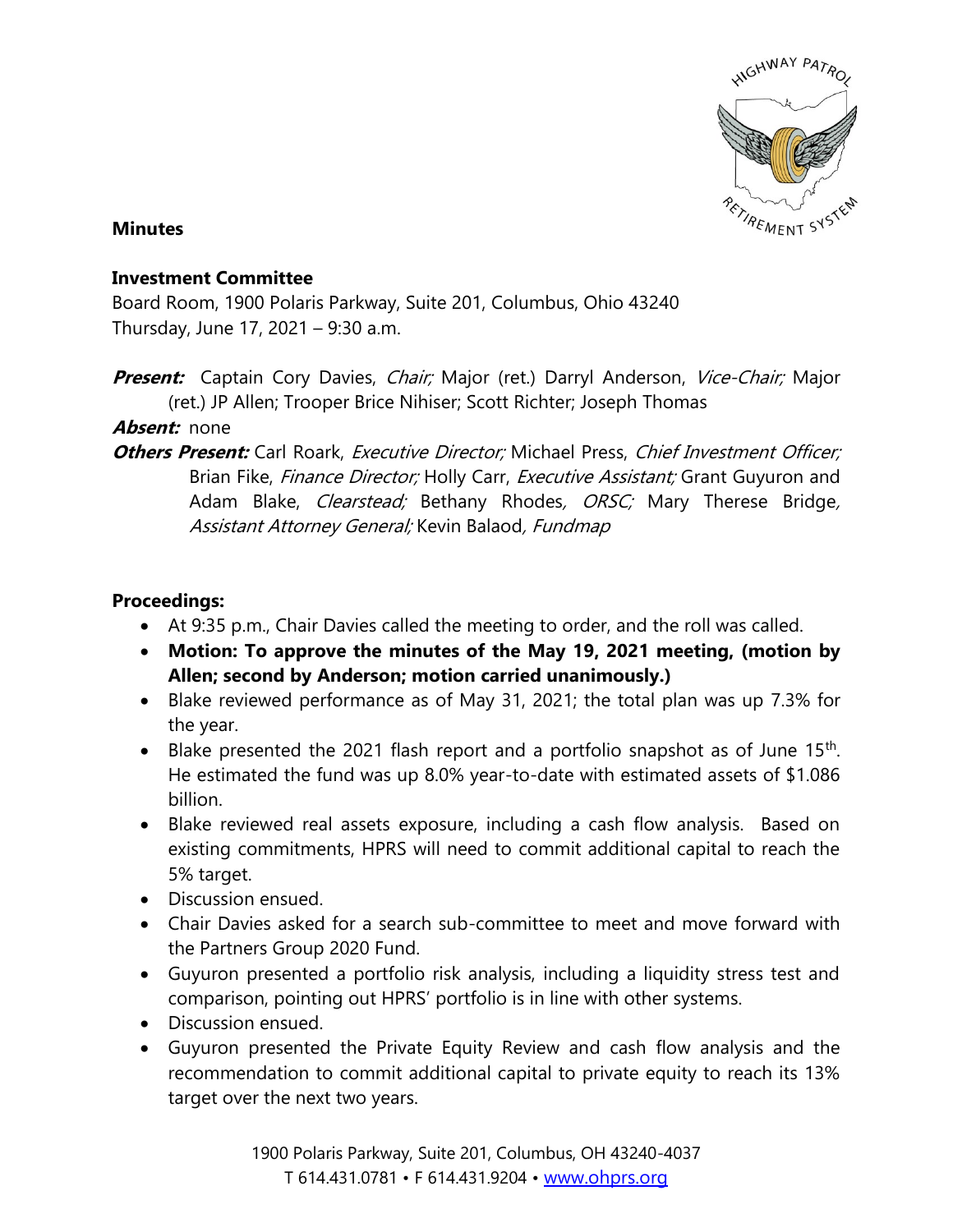**Minutes**

**Investment Committee**
Board Room, 1900 Polaris Parkway, Suite 201, Columbus, Ohio 43240
Thursday, June 17, 2021 – 9:30 a.m.

***Present:*** Captain Cory Davies, *Chair;* Major (ret.) Darryl Anderson, *Vice-Chair;* Major (ret.) JP Allen; Trooper Brice Nihiser; Scott Richter; Joseph Thomas

***Absent:*** none

***Others Present:*** Carl Roark, *Executive Director;* Michael Press, *Chief Investment Officer;* Brian Fike, *Finance Director;* Holly Carr, *Executive Assistant;* Grant Guyuron and Adam Blake, *Clearstead;* Bethany Rhodes*, ORSC;* Mary Therese Bridge*, Assistant Attorney General;* Kevin Balaod*, Fundmap*

**Proceedings:**

- At 9:35 p.m., Chair Davies called the meeting to order, and the roll was called.
- **Motion: To approve the minutes of the May 19, 2021 meeting, (motion by Allen; second by Anderson; motion carried unanimously.)**
- Blake reviewed performance as of May 31, 2021; the total plan was up 7.3% for the year.
- Blake presented the 2021 flash report and a portfolio snapshot as of June 15th. He estimated the fund was up 8.0% year-to-date with estimated assets of $1.086 billion.
- Blake reviewed real assets exposure, including a cash flow analysis. Based on existing commitments, HPRS will need to commit additional capital to reach the 5% target.
- Discussion ensued.
- Chair Davies asked for a search sub-committee to meet and move forward with the Partners Group 2020 Fund.
- Guyuron presented a portfolio risk analysis, including a liquidity stress test and comparison, pointing out HPRS' portfolio is in line with other systems.
- Discussion ensued.
- Guyuron presented the Private Equity Review and cash flow analysis and the recommendation to commit additional capital to private equity to reach its 13% target over the next two years.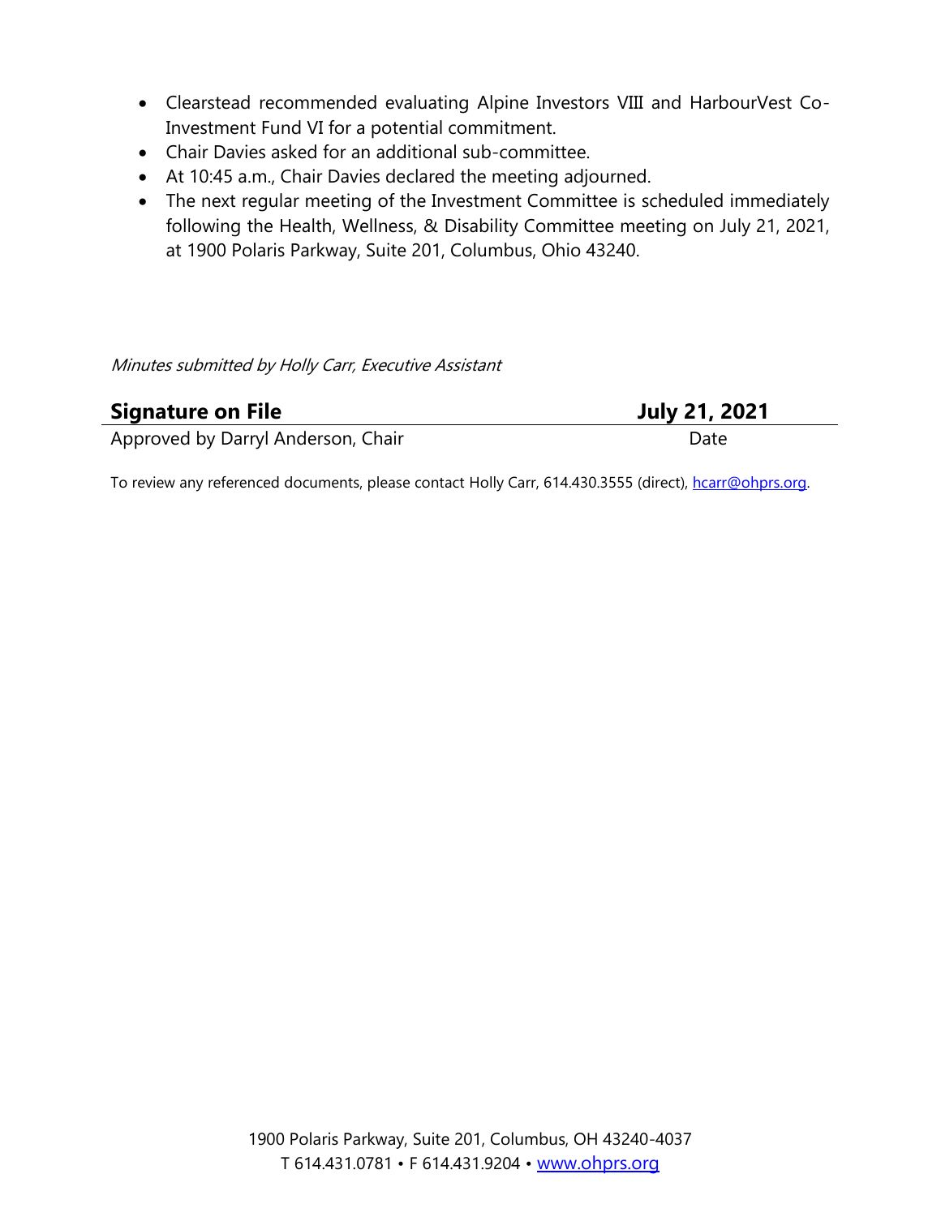- Clearstead recommended evaluating Alpine Investors VIII and HarbourVest Co-Investment Fund VI for a potential commitment.
- Chair Davies asked for an additional sub-committee.
- At 10:45 a.m., Chair Davies declared the meeting adjourned.
- The next regular meeting of the Investment Committee is scheduled immediately following the Health, Wellness, & Disability Committee meeting on July 21, 2021, at 1900 Polaris Parkway, Suite 201, Columbus, Ohio 43240.

*Minutes submitted by Holly Carr, Executive Assistant*

| | |
|---|---|
| **Signature on File** | **July 21, 2021** |
| Approved by Darryl Anderson, Chair | Date |

To review any referenced documents, please contact Holly Carr, 614.430.3555 (direct), hcarr@ohprs.org.

1900 Polaris Parkway, Suite 201, Columbus, OH 43240-4037
T 614.431.0781 • F 614.431.9204 • www.ohprs.org